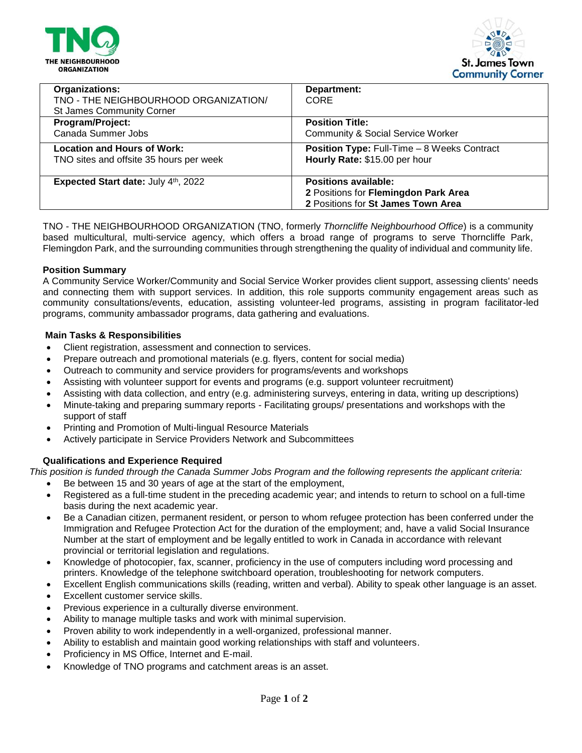| **Organizations:** TNO - THE NEIGHBOURHOOD ORGANIZATION/ St James Community Corner | **Department:** CORE |
|---|---|
| **Program/Project:** Canada Summer Jobs | **Position Title:** Community & Social Service Worker |
| **Location and Hours of Work:** TNO sites and offsite 35 hours per week | **Position Type:** Full-Time – 8 Weeks Contract<br>**Hourly Rate:** $15.00 per hour |
| **Expected Start date:** July 4th, 2022 | **Positions available:**<br>2 Positions for **Flemingdon Park Area**<br>2 Positions for **St James Town Area** |

TNO - THE NEIGHBOURHOOD ORGANIZATION (TNO, formerly *Thorncliffe Neighbourhood Office*) is a community based multicultural, multi-service agency, which offers a broad range of programs to serve Thorncliffe Park, Flemingdon Park, and the surrounding communities through strengthening the quality of individual and community life.

**Position Summary**

A Community Service Worker/Community and Social Service Worker provides client support, assessing clients' needs and connecting them with support services. In addition, this role supports community engagement areas such as community consultations/events, education, assisting volunteer-led programs, assisting in program facilitator-led programs, community ambassador programs, data gathering and evaluations.

**Main Tasks & Responsibilities**

- Client registration, assessment and connection to services.
- Prepare outreach and promotional materials (e.g. flyers, content for social media)
- Outreach to community and service providers for programs/events and workshops
- Assisting with volunteer support for events and programs (e.g. support volunteer recruitment)
- Assisting with data collection, and entry (e.g. administering surveys, entering in data, writing up descriptions)
- Minute-taking and preparing summary reports - Facilitating groups/ presentations and workshops with the support of staff
- Printing and Promotion of Multi-lingual Resource Materials
- Actively participate in Service Providers Network and Subcommittees

**Qualifications and Experience Required**

*This position is funded through the Canada Summer Jobs Program and the following represents the applicant criteria:*

- Be between 15 and 30 years of age at the start of the employment,
- Registered as a full-time student in the preceding academic year; and intends to return to school on a full-time basis during the next academic year.
- Be a Canadian citizen, permanent resident, or person to whom refugee protection has been conferred under the Immigration and Refugee Protection Act for the duration of the employment; and, have a valid Social Insurance Number at the start of employment and be legally entitled to work in Canada in accordance with relevant provincial or territorial legislation and regulations.
- Knowledge of photocopier, fax, scanner, proficiency in the use of computers including word processing and printers. Knowledge of the telephone switchboard operation, troubleshooting for network computers.
- Excellent English communications skills (reading, written and verbal). Ability to speak other language is an asset.
- Excellent customer service skills.
- Previous experience in a culturally diverse environment.
- Ability to manage multiple tasks and work with minimal supervision.
- Proven ability to work independently in a well-organized, professional manner.
- Ability to establish and maintain good working relationships with staff and volunteers.
- Proficiency in MS Office, Internet and E-mail.
- Knowledge of TNO programs and catchment areas is an asset.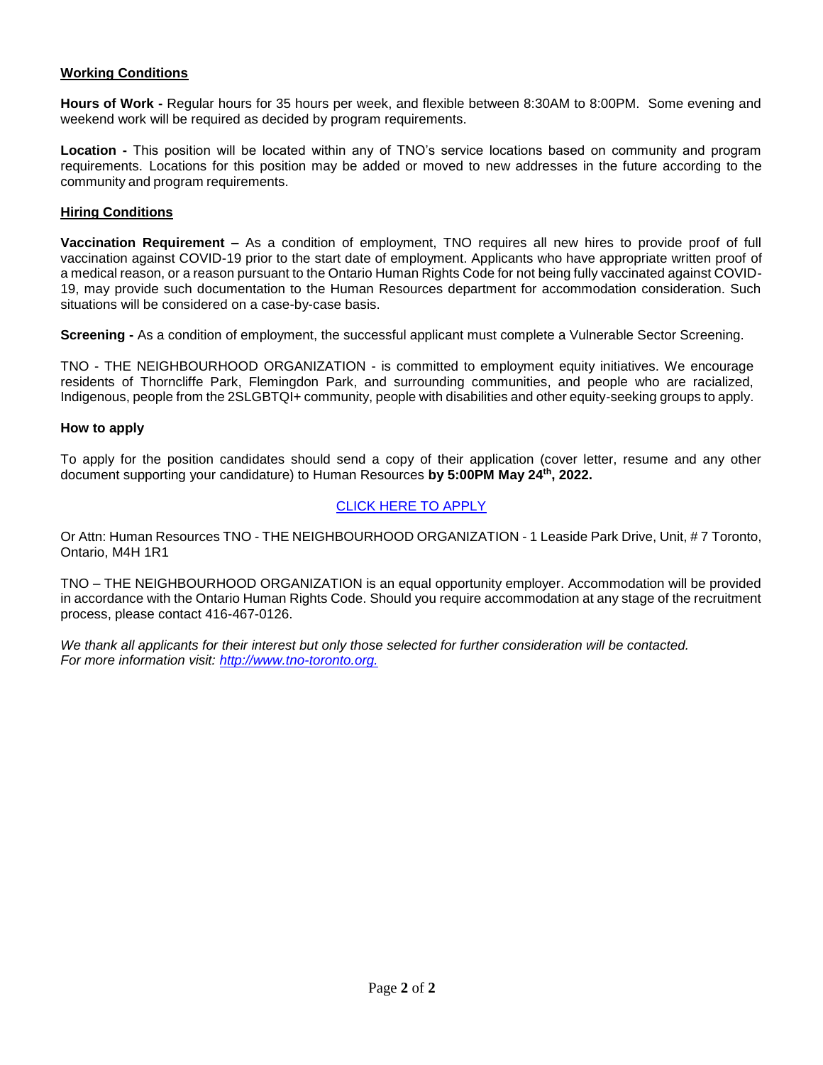## Working Conditions

**Hours of Work -** Regular hours for 35 hours per week, and flexible between 8:30AM to 8:00PM. Some evening and weekend work will be required as decided by program requirements.

**Location -** This position will be located within any of TNO's service locations based on community and program requirements. Locations for this position may be added or moved to new addresses in the future according to the community and program requirements.

## Hiring Conditions

**Vaccination Requirement –** As a condition of employment, TNO requires all new hires to provide proof of full vaccination against COVID-19 prior to the start date of employment. Applicants who have appropriate written proof of a medical reason, or a reason pursuant to the Ontario Human Rights Code for not being fully vaccinated against COVID-19, may provide such documentation to the Human Resources department for accommodation consideration. Such situations will be considered on a case-by-case basis.

**Screening -** As a condition of employment, the successful applicant must complete a Vulnerable Sector Screening.

TNO - THE NEIGHBOURHOOD ORGANIZATION - is committed to employment equity initiatives. We encourage residents of Thorncliffe Park, Flemingdon Park, and surrounding communities, and people who are racialized, Indigenous, people from the 2SLGBTQI+ community, people with disabilities and other equity-seeking groups to apply.

**How to apply**

To apply for the position candidates should send a copy of their application (cover letter, resume and any other document supporting your candidature) to Human Resources **by 5:00PM May 24th, 2022.**

CLICK HERE TO APPLY

Or Attn: Human Resources TNO - THE NEIGHBOURHOOD ORGANIZATION - 1 Leaside Park Drive, Unit, # 7 Toronto, Ontario, M4H 1R1

TNO – THE NEIGHBOURHOOD ORGANIZATION is an equal opportunity employer. Accommodation will be provided in accordance with the Ontario Human Rights Code. Should you require accommodation at any stage of the recruitment process, please contact 416-467-0126.

*We thank all applicants for their interest but only those selected for further consideration will be contacted.*
*For more information visit: http://www.tno-toronto.org.*